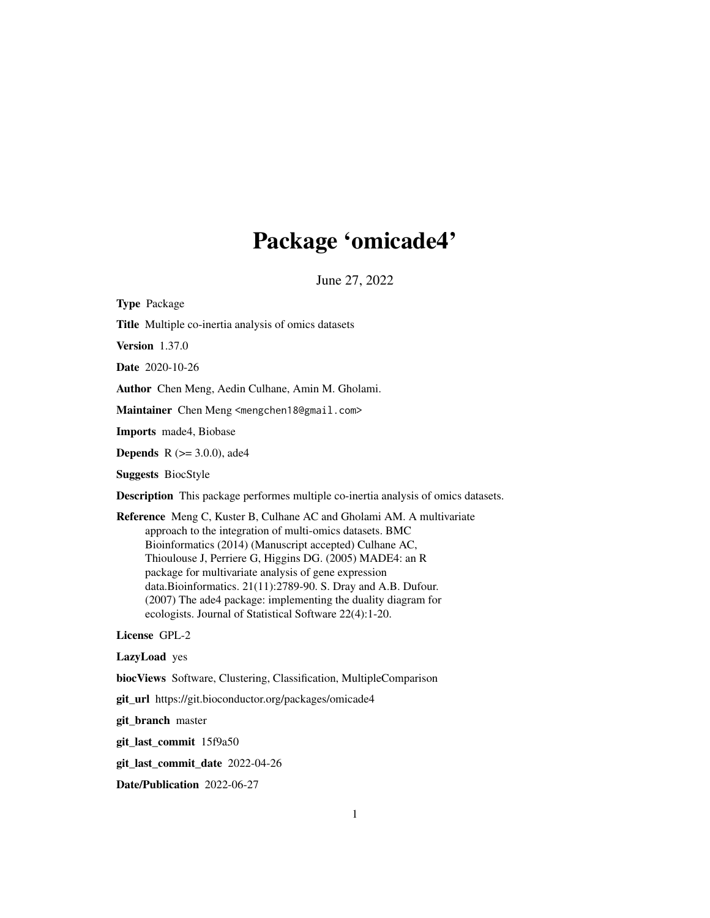# Package 'omicade4'

June 27, 2022

**Type** Package

**Title** Multiple co-inertia analysis of omics datasets

**Version** 1.37.0

**Date** 2020-10-26

**Author** Chen Meng, Aedin Culhane, Amin M. Gholami.

**Maintainer** Chen Meng <mengchen18@gmail.com>

**Imports** made4, Biobase

**Depends** R (>= 3.0.0), ade4

**Suggests** BiocStyle

**Description** This package performes multiple co-inertia analysis of omics datasets.

**Reference** Meng C, Kuster B, Culhane AC and Gholami AM. A multivariate approach to the integration of multi-omics datasets. BMC Bioinformatics (2014) (Manuscript accepted) Culhane AC, Thioulouse J, Perriere G, Higgins DG. (2005) MADE4: an R package for multivariate analysis of gene expression data.Bioinformatics. 21(11):2789-90. S. Dray and A.B. Dufour. (2007) The ade4 package: implementing the duality diagram for ecologists. Journal of Statistical Software 22(4):1-20.

**License** GPL-2

**LazyLoad** yes

**biocViews** Software, Clustering, Classification, MultipleComparison

**git_url** https://git.bioconductor.org/packages/omicade4

**git_branch** master

**git_last_commit** 15f9a50

**git_last_commit_date** 2022-04-26

**Date/Publication** 2022-06-27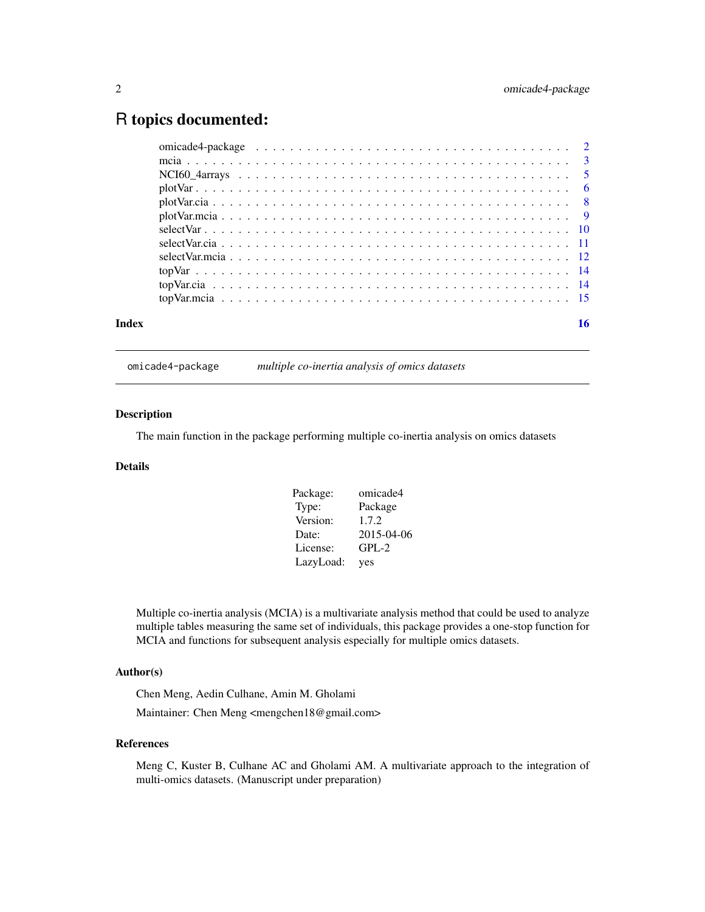# R topics documented:

| | |
|---|---|
| omicade4-package | 2 |
| mcia | 3 |
| NCI60_4arrays | 5 |
| plotVar | 6 |
| plotVar.cia | 8 |
| plotVar.mcia | 9 |
| selectVar | 10 |
| selectVar.cia | 11 |
| selectVar.mcia | 12 |
| topVar | 14 |
| topVar.cia | 14 |
| topVar.mcia | 15 |
| **Index** | **16** |

---

## omicade4-package — *multiple co-inertia analysis of omics datasets*

---

### Description

The main function in the package performing multiple co-inertia analysis on omics datasets

### Details

| | |
|---|---|
| Package: | omicade4 |
| Type: | Package |
| Version: | 1.7.2 |
| Date: | 2015-04-06 |
| License: | GPL-2 |
| LazyLoad: | yes |

Multiple co-inertia analysis (MCIA) is a multivariate analysis method that could be used to analyze multiple tables measuring the same set of individuals, this package provides a one-stop function for MCIA and functions for subsequent analysis especially for multiple omics datasets.

### Author(s)

Chen Meng, Aedin Culhane, Amin M. Gholami

Maintainer: Chen Meng <mengchen18@gmail.com>

### References

Meng C, Kuster B, Culhane AC and Gholami AM. A multivariate approach to the integration of multi-omics datasets. (Manuscript under preparation)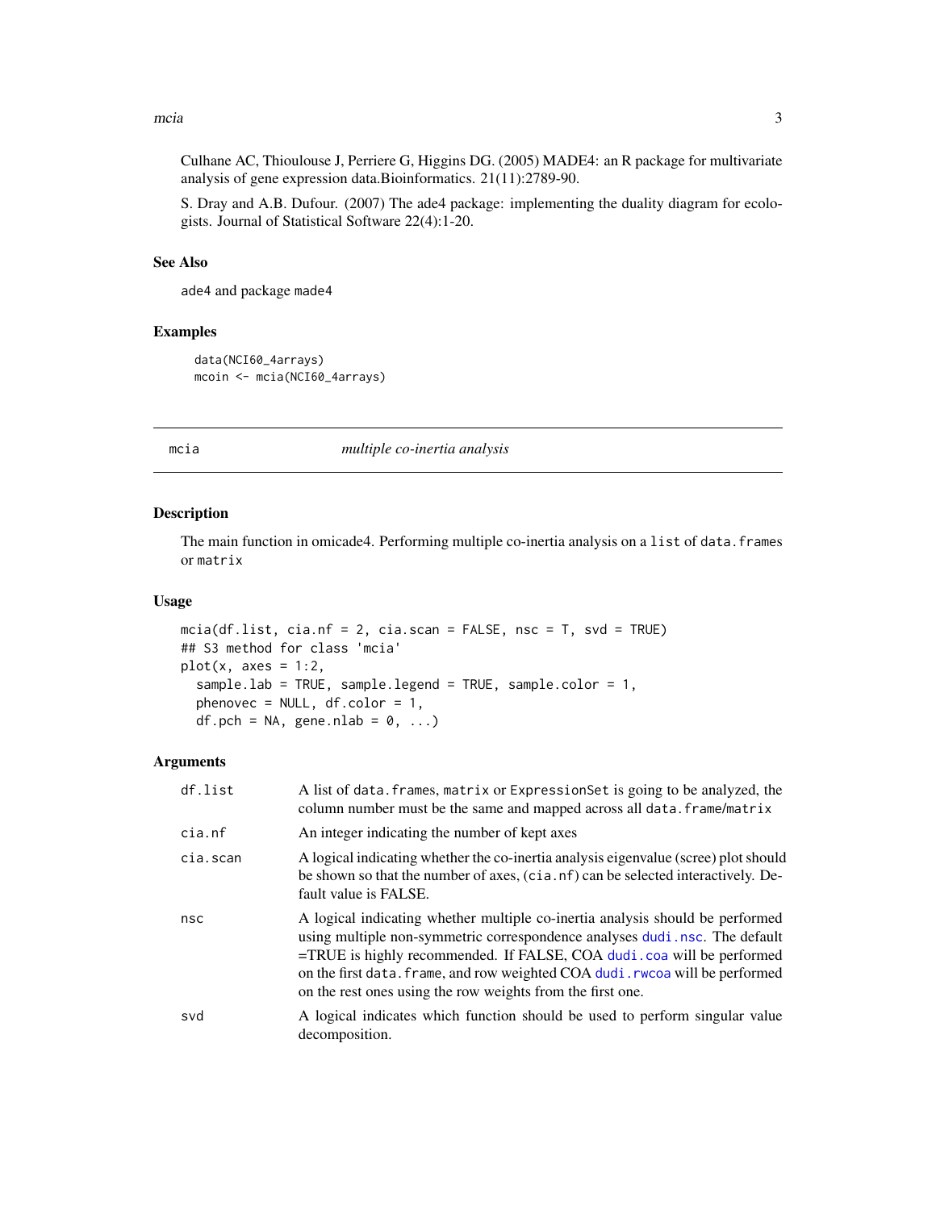Culhane AC, Thioulouse J, Perriere G, Higgins DG. (2005) MADE4: an R package for multivariate analysis of gene expression data.Bioinformatics. 21(11):2789-90.

S. Dray and A.B. Dufour. (2007) The ade4 package: implementing the duality diagram for ecologists. Journal of Statistical Software 22(4):1-20.

### See Also

ade4 and package made4

### Examples

```
data(NCI60_4arrays)
mcoin <- mcia(NCI60_4arrays)
```

## mcia — *multiple co-inertia analysis*

### Description

The main function in omicade4. Performing multiple co-inertia analysis on a list of data.frames or matrix

### Usage

```
mcia(df.list, cia.nf = 2, cia.scan = FALSE, nsc = T, svd = TRUE)
## S3 method for class 'mcia'
plot(x, axes = 1:2,
  sample.lab = TRUE, sample.legend = TRUE, sample.color = 1,
  phenovec = NULL, df.color = 1,
  df.pch = NA, gene.nlab = 0, ...)
```

### Arguments

| | |
|---|---|
| df.list | A list of data.frames, matrix or ExpressionSet is going to be analyzed, the column number must be the same and mapped across all data.frame/matrix |
| cia.nf | An integer indicating the number of kept axes |
| cia.scan | A logical indicating whether the co-inertia analysis eigenvalue (scree) plot should be shown so that the number of axes, (cia.nf) can be selected interactively. Default value is FALSE. |
| nsc | A logical indicating whether multiple co-inertia analysis should be performed using multiple non-symmetric correspondence analyses dudi.nsc. The default =TRUE is highly recommended. If FALSE, COA dudi.coa will be performed on the first data.frame, and row weighted COA dudi.rwcoa will be performed on the rest ones using the row weights from the first one. |
| svd | A logical indicates which function should be used to perform singular value decomposition. |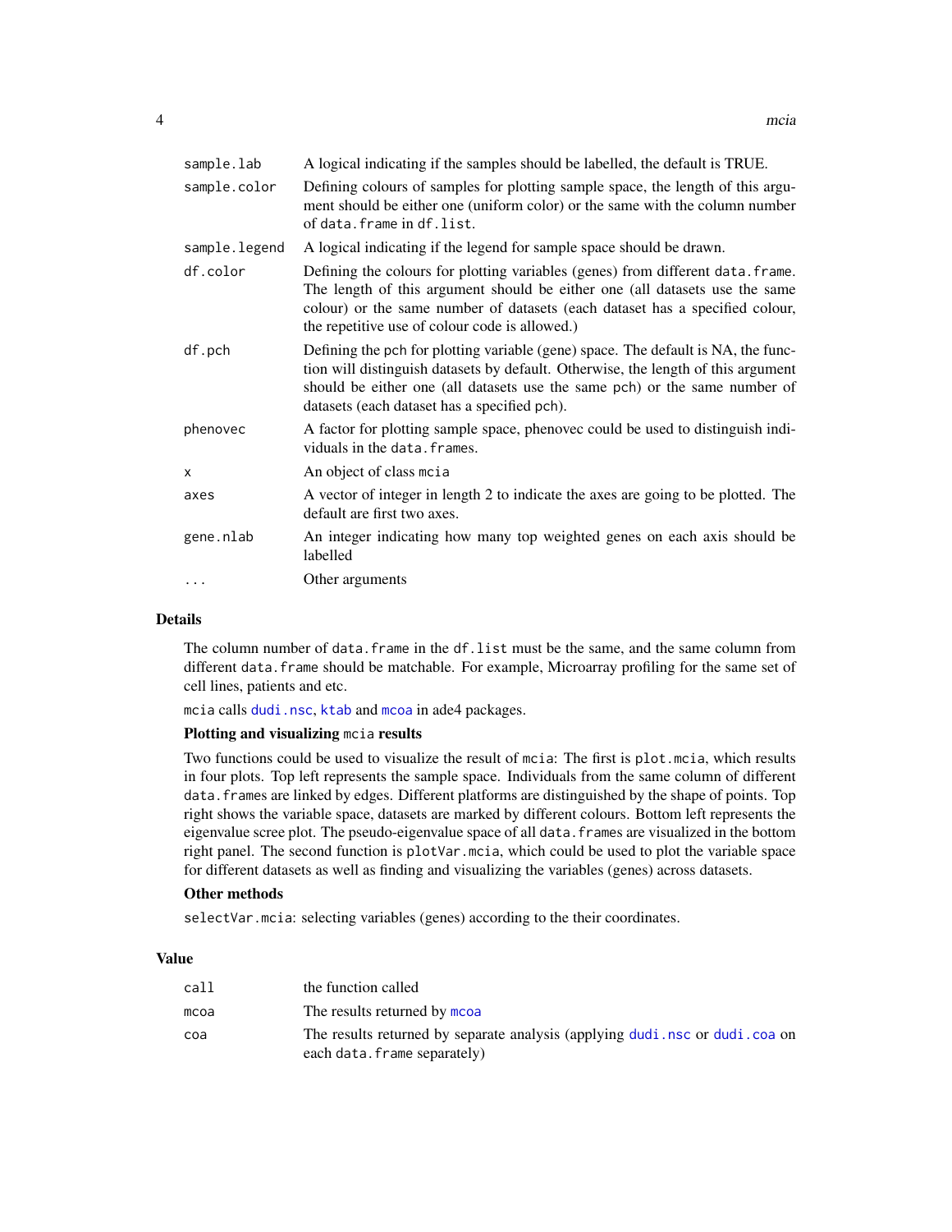| | |
|---|---|
| `sample.lab` | A logical indicating if the samples should be labelled, the default is TRUE. |
| `sample.color` | Defining colours of samples for plotting sample space, the length of this argument should be either one (uniform color) or the same with the column number of `data.frame` in `df.list`. |
| `sample.legend` | A logical indicating if the legend for sample space should be drawn. |
| `df.color` | Defining the colours for plotting variables (genes) from different `data.frame`. The length of this argument should be either one (all datasets use the same colour) or the same number of datasets (each dataset has a specified colour, the repetitive use of colour code is allowed.) |
| `df.pch` | Defining the pch for plotting variable (gene) space. The default is NA, the function will distinguish datasets by default. Otherwise, the length of this argument should be either one (all datasets use the same pch) or the same number of datasets (each dataset has a specified pch). |
| `phenovec` | A factor for plotting sample space, phenovec could be used to distinguish individuals in the `data.frames`. |
| `x` | An object of class `mcia` |
| `axes` | A vector of integer in length 2 to indicate the axes are going to be plotted. The default are first two axes. |
| `gene.nlab` | An integer indicating how many top weighted genes on each axis should be labelled |
| `...` | Other arguments |

## Details

The column number of `data.frame` in the `df.list` must be the same, and the same column from different `data.frame` should be matchable. For example, Microarray profiling for the same set of cell lines, patients and etc.

`mcia` calls `dudi.nsc`, `ktab` and `mcoa` in ade4 packages.

### Plotting and visualizing `mcia` results

Two functions could be used to visualize the result of `mcia`: The first is `plot.mcia`, which results in four plots. Top left represents the sample space. Individuals from the same column of different `data.frames` are linked by edges. Different platforms are distinguished by the shape of points. Top right shows the variable space, datasets are marked by different colours. Bottom left represents the eigenvalue scree plot. The pseudo-eigenvalue space of all `data.frames` are visualized in the bottom right panel. The second function is `plotVar.mcia`, which could be used to plot the variable space for different datasets as well as finding and visualizing the variables (genes) across datasets.

### Other methods

`selectVar.mcia`: selecting variables (genes) according to the their coordinates.

## Value

| | |
|---|---|
| `call` | the function called |
| `mcoa` | The results returned by `mcoa` |
| `coa` | The results returned by separate analysis (applying `dudi.nsc` or `dudi.coa` on each `data.frame` separately) |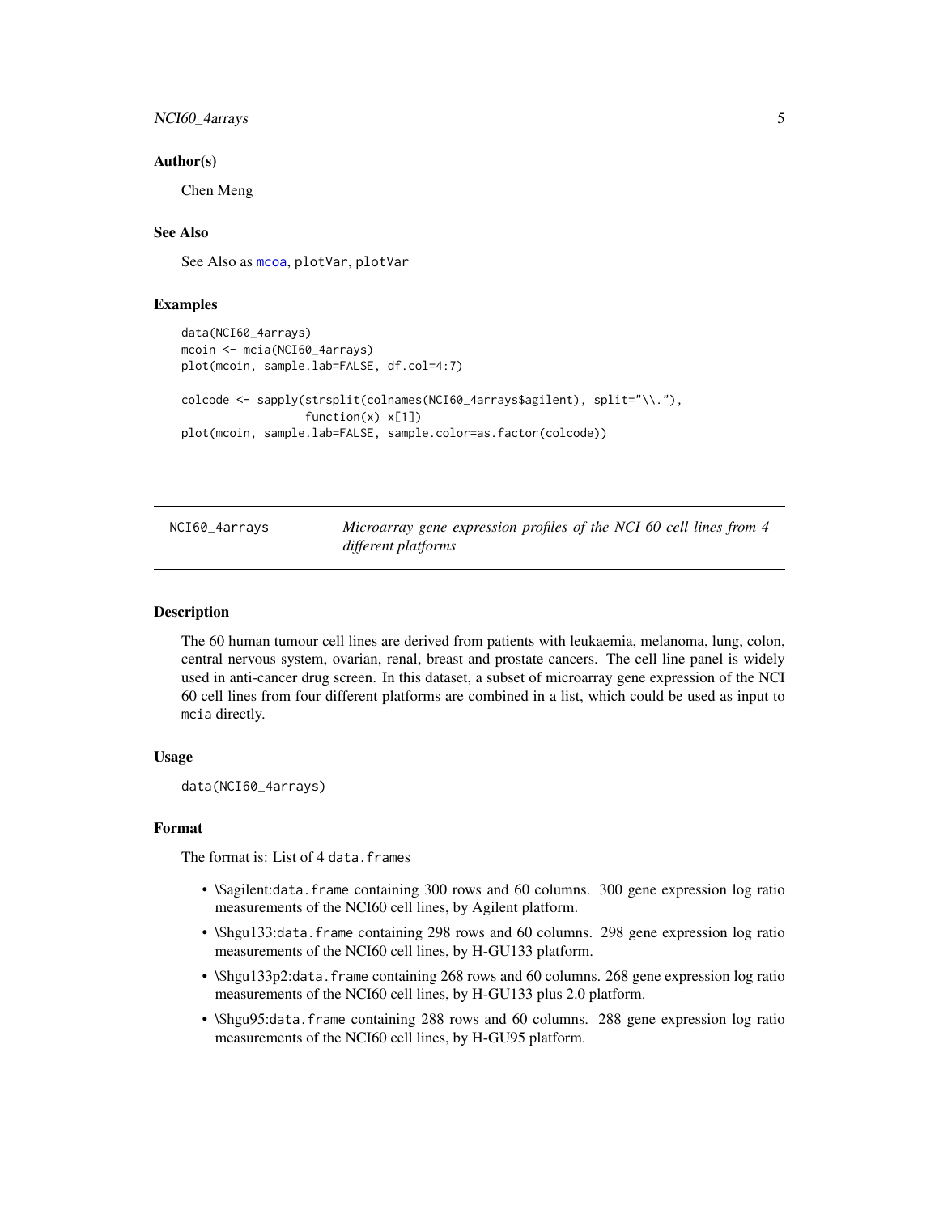### Author(s)

Chen Meng

### See Also

See Also as mcoa, plotVar, plotVar

### Examples

```
data(NCI60_4arrays)
mcoin <- mcia(NCI60_4arrays)
plot(mcoin, sample.lab=FALSE, df.col=4:7)

colcode <- sapply(strsplit(colnames(NCI60_4arrays$agilent), split="\\."),
                  function(x) x[1])
plot(mcoin, sample.lab=FALSE, sample.color=as.factor(colcode))
```

---

## NCI60_4arrays — *Microarray gene expression profiles of the NCI 60 cell lines from 4 different platforms*

---

### Description

The 60 human tumour cell lines are derived from patients with leukaemia, melanoma, lung, colon, central nervous system, ovarian, renal, breast and prostate cancers. The cell line panel is widely used in anti-cancer drug screen. In this dataset, a subset of microarray gene expression of the NCI 60 cell lines from four different platforms are combined in a list, which could be used as input to `mcia` directly.

### Usage

```
data(NCI60_4arrays)
```

### Format

The format is: List of 4 `data.frames`

- \$agilent:`data.frame` containing 300 rows and 60 columns. 300 gene expression log ratio measurements of the NCI60 cell lines, by Agilent platform.
- \$hgu133:`data.frame` containing 298 rows and 60 columns. 298 gene expression log ratio measurements of the NCI60 cell lines, by H-GU133 platform.
- \$hgu133p2:`data.frame` containing 268 rows and 60 columns. 268 gene expression log ratio measurements of the NCI60 cell lines, by H-GU133 plus 2.0 platform.
- \$hgu95:`data.frame` containing 288 rows and 60 columns. 288 gene expression log ratio measurements of the NCI60 cell lines, by H-GU95 platform.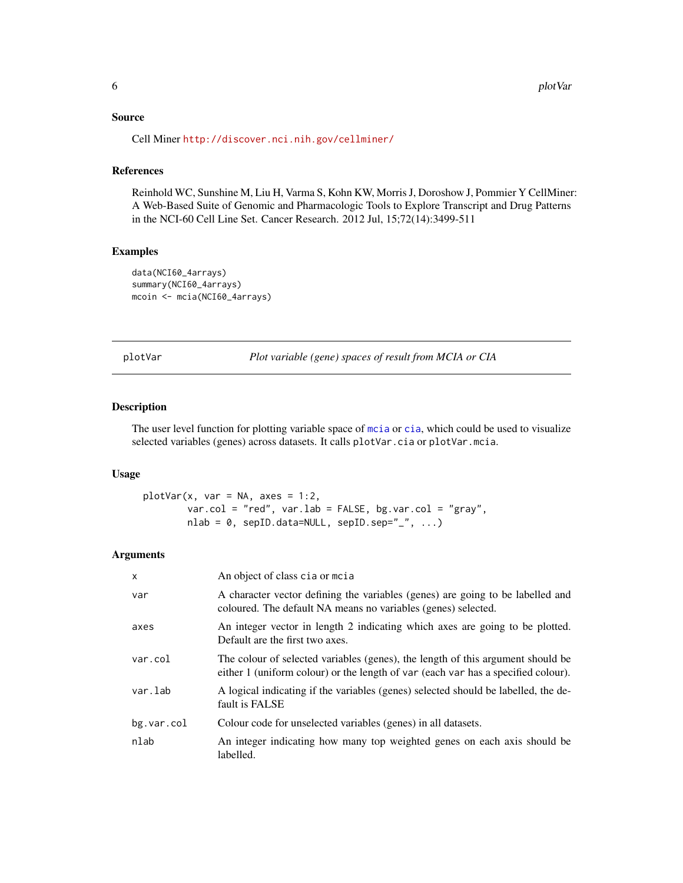### Source

Cell Miner http://discover.nci.nih.gov/cellminer/

### References

Reinhold WC, Sunshine M, Liu H, Varma S, Kohn KW, Morris J, Doroshow J, Pommier Y CellMiner: A Web-Based Suite of Genomic and Pharmacologic Tools to Explore Transcript and Drug Patterns in the NCI-60 Cell Line Set. Cancer Research. 2012 Jul, 15;72(14):3499-511

### Examples

```
data(NCI60_4arrays)
summary(NCI60_4arrays)
mcoin <- mcia(NCI60_4arrays)
```

---

## plotVar — *Plot variable (gene) spaces of result from MCIA or CIA*

### Description

The user level function for plotting variable space of mcia or cia, which could be used to visualize selected variables (genes) across datasets. It calls plotVar.cia or plotVar.mcia.

### Usage

```
plotVar(x, var = NA, axes = 1:2,
        var.col = "red", var.lab = FALSE, bg.var.col = "gray",
        nlab = 0, sepID.data=NULL, sepID.sep="_", ...)
```

### Arguments

| | |
|---|---|
| x | An object of class cia or mcia |
| var | A character vector defining the variables (genes) are going to be labelled and coloured. The default NA means no variables (genes) selected. |
| axes | An integer vector in length 2 indicating which axes are going to be plotted. Default are the first two axes. |
| var.col | The colour of selected variables (genes), the length of this argument should be either 1 (uniform colour) or the length of var (each var has a specified colour). |
| var.lab | A logical indicating if the variables (genes) selected should be labelled, the default is FALSE |
| bg.var.col | Colour code for unselected variables (genes) in all datasets. |
| nlab | An integer indicating how many top weighted genes on each axis should be labelled. |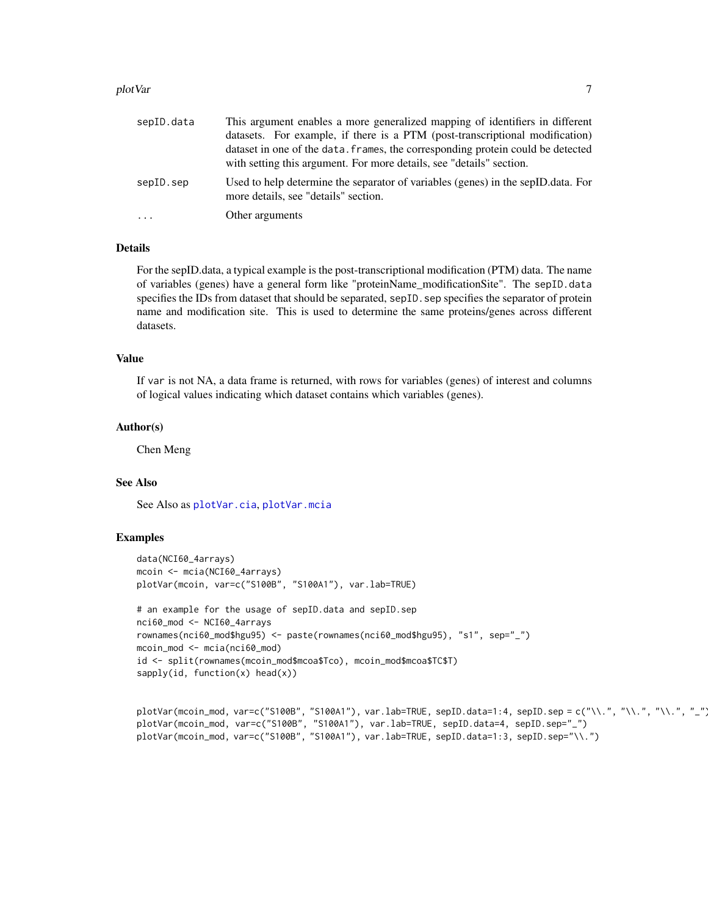| | |
|---|---|
| sepID.data | This argument enables a more generalized mapping of identifiers in different datasets. For example, if there is a PTM (post-transcriptional modification) dataset in one of the data.frames, the corresponding protein could be detected with setting this argument. For more details, see "details" section. |
| sepID.sep | Used to help determine the separator of variables (genes) in the sepID.data. For more details, see "details" section. |
| ... | Other arguments |

## Details

For the sepID.data, a typical example is the post-transcriptional modification (PTM) data. The name of variables (genes) have a general form like "proteinName_modificationSite". The sepID.data specifies the IDs from dataset that should be separated, sepID.sep specifies the separator of protein name and modification site. This is used to determine the same proteins/genes across different datasets.

## Value

If var is not NA, a data frame is returned, with rows for variables (genes) of interest and columns of logical values indicating which dataset contains which variables (genes).

## Author(s)

Chen Meng

## See Also

See Also as plotVar.cia, plotVar.mcia

## Examples

```
data(NCI60_4arrays)
mcoin <- mcia(NCI60_4arrays)
plotVar(mcoin, var=c("S100B", "S100A1"), var.lab=TRUE)

# an example for the usage of sepID.data and sepID.sep
nci60_mod <- NCI60_4arrays
rownames(nci60_mod$hgu95) <- paste(rownames(nci60_mod$hgu95), "s1", sep="_")
mcoin_mod <- mcia(nci60_mod)
id <- split(rownames(mcoin_mod$mcoa$Tco), mcoin_mod$mcoa$TC$T)
sapply(id, function(x) head(x))


plotVar(mcoin_mod, var=c("S100B", "S100A1"), var.lab=TRUE, sepID.data=1:4, sepID.sep = c("\\.", "\\.", "\\.", "_"))
plotVar(mcoin_mod, var=c("S100B", "S100A1"), var.lab=TRUE, sepID.data=4, sepID.sep="_")
plotVar(mcoin_mod, var=c("S100B", "S100A1"), var.lab=TRUE, sepID.data=1:3, sepID.sep="\\.")
```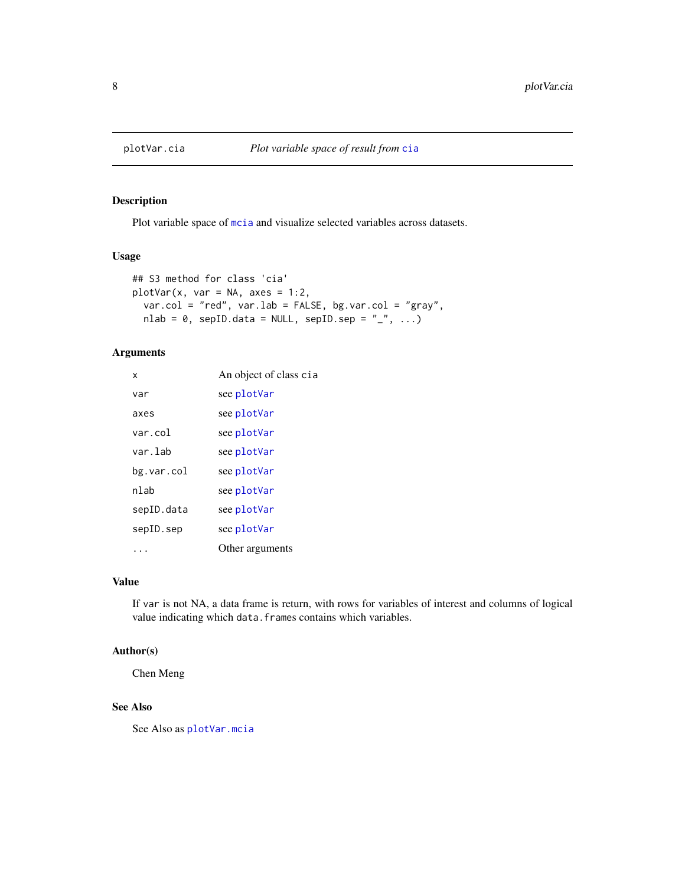plotVar.cia — *Plot variable space of result from* `cia`

## Description

Plot variable space of `mcia` and visualize selected variables across datasets.

## Usage

```
## S3 method for class 'cia'
plotVar(x, var = NA, axes = 1:2,
  var.col = "red", var.lab = FALSE, bg.var.col = "gray",
  nlab = 0, sepID.data = NULL, sepID.sep = "_", ...)
```

## Arguments

| | |
|---|---|
| `x` | An object of class `cia` |
| `var` | see `plotVar` |
| `axes` | see `plotVar` |
| `var.col` | see `plotVar` |
| `var.lab` | see `plotVar` |
| `bg.var.col` | see `plotVar` |
| `nlab` | see `plotVar` |
| `sepID.data` | see `plotVar` |
| `sepID.sep` | see `plotVar` |
| `...` | Other arguments |

## Value

If `var` is not NA, a data frame is return, with rows for variables of interest and columns of logical value indicating which `data.frames` contains which variables.

## Author(s)

Chen Meng

## See Also

See Also as `plotVar.mcia`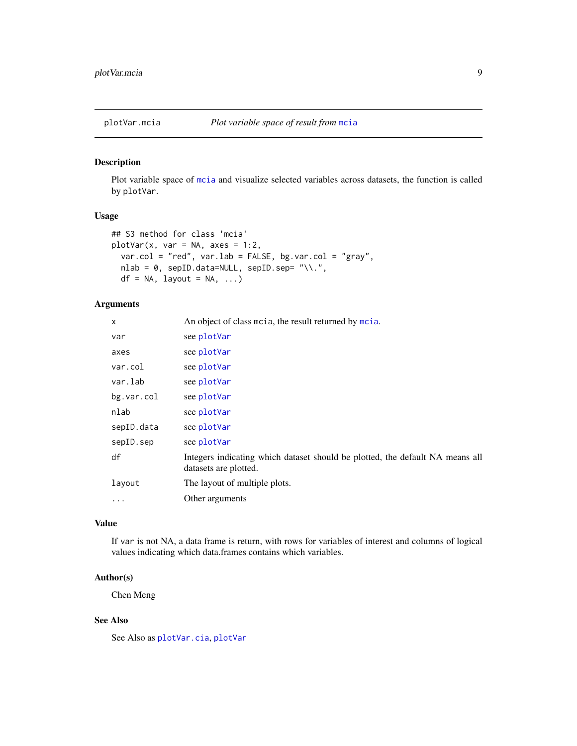## plotVar.mcia — *Plot variable space of result from* mcia

### Description

Plot variable space of mcia and visualize selected variables across datasets, the function is called by plotVar.

### Usage

```
## S3 method for class 'mcia'
plotVar(x, var = NA, axes = 1:2,
  var.col = "red", var.lab = FALSE, bg.var.col = "gray",
  nlab = 0, sepID.data=NULL, sepID.sep= "\\.",
  df = NA, layout = NA, ...)
```

### Arguments

| | |
|---|---|
| x | An object of class mcia, the result returned by mcia. |
| var | see plotVar |
| axes | see plotVar |
| var.col | see plotVar |
| var.lab | see plotVar |
| bg.var.col | see plotVar |
| nlab | see plotVar |
| sepID.data | see plotVar |
| sepID.sep | see plotVar |
| df | Integers indicating which dataset should be plotted, the default NA means all datasets are plotted. |
| layout | The layout of multiple plots. |
| ... | Other arguments |

### Value

If var is not NA, a data frame is return, with rows for variables of interest and columns of logical values indicating which data.frames contains which variables.

### Author(s)

Chen Meng

### See Also

See Also as plotVar.cia, plotVar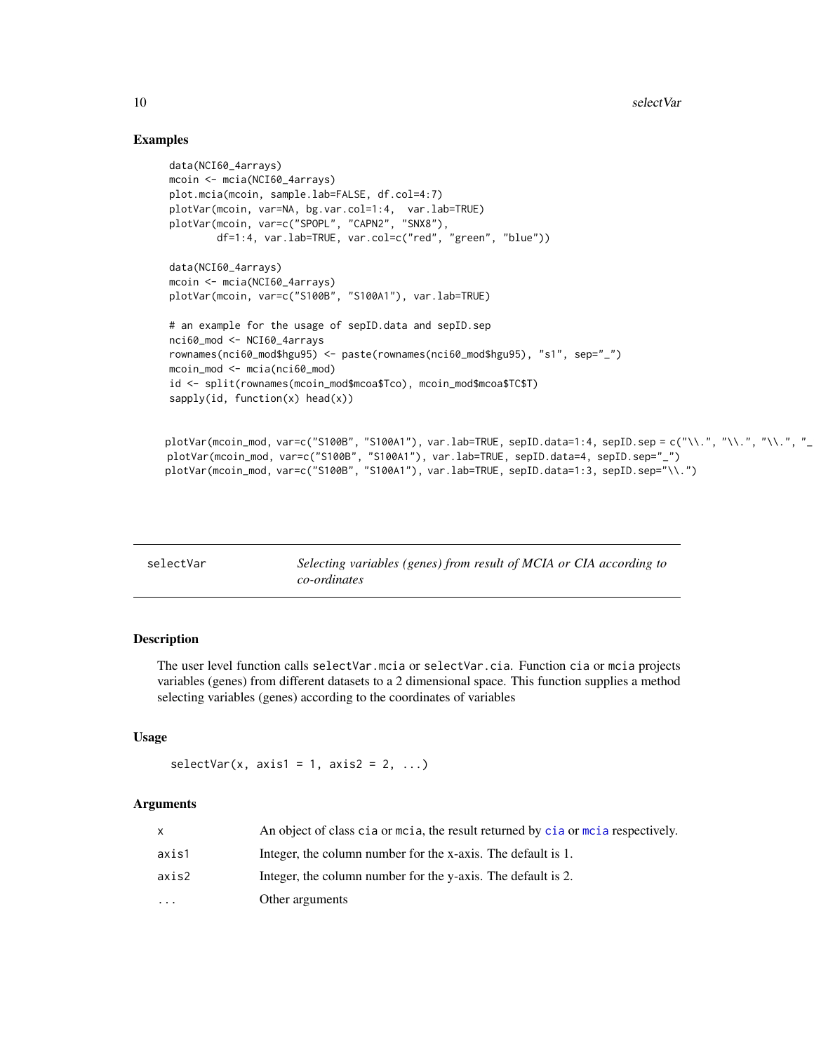## Examples

```
data(NCI60_4arrays)
mcoin <- mcia(NCI60_4arrays)
plot.mcia(mcoin, sample.lab=FALSE, df.col=4:7)
plotVar(mcoin, var=NA, bg.var.col=1:4,  var.lab=TRUE)
plotVar(mcoin, var=c("SPOPL", "CAPN2", "SNX8"),
        df=1:4, var.lab=TRUE, var.col=c("red", "green", "blue"))

data(NCI60_4arrays)
mcoin <- mcia(NCI60_4arrays)
plotVar(mcoin, var=c("S100B", "S100A1"), var.lab=TRUE)

# an example for the usage of sepID.data and sepID.sep
nci60_mod <- NCI60_4arrays
rownames(nci60_mod$hgu95) <- paste(rownames(nci60_mod$hgu95), "s1", sep="_")
mcoin_mod <- mcia(nci60_mod)
id <- split(rownames(mcoin_mod$mcoa$Tco), mcoin_mod$mcoa$TC$T)
sapply(id, function(x) head(x))


plotVar(mcoin_mod, var=c("S100B", "S100A1"), var.lab=TRUE, sepID.data=1:4, sepID.sep = c("\\.", "\\.", "\\.", "_
plotVar(mcoin_mod, var=c("S100B", "S100A1"), var.lab=TRUE, sepID.data=4, sepID.sep="_")
plotVar(mcoin_mod, var=c("S100B", "S100A1"), var.lab=TRUE, sepID.data=1:3, sepID.sep="\\.")
```

---

selectVar — *Selecting variables (genes) from result of MCIA or CIA according to co-ordinates*

---

## Description

The user level function calls `selectVar.mcia` or `selectVar.cia`. Function `cia` or `mcia` projects variables (genes) from different datasets to a 2 dimensional space. This function supplies a method selecting variables (genes) according to the coordinates of variables

## Usage

```
selectVar(x, axis1 = 1, axis2 = 2, ...)
```

## Arguments

| | |
|---|---|
| x | An object of class `cia` or `mcia`, the result returned by `cia` or `mcia` respectively. |
| axis1 | Integer, the column number for the x-axis. The default is 1. |
| axis2 | Integer, the column number for the y-axis. The default is 2. |
| ... | Other arguments |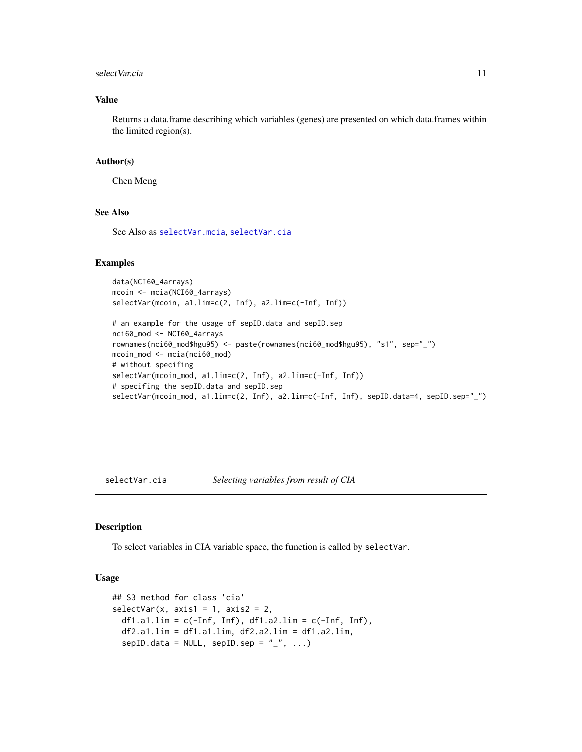## Value

Returns a data.frame describing which variables (genes) are presented on which data.frames within the limited region(s).

## Author(s)

Chen Meng

## See Also

See Also as selectVar.mcia, selectVar.cia

## Examples

```
data(NCI60_4arrays)
mcoin <- mcia(NCI60_4arrays)
selectVar(mcoin, a1.lim=c(2, Inf), a2.lim=c(-Inf, Inf))

# an example for the usage of sepID.data and sepID.sep
nci60_mod <- NCI60_4arrays
rownames(nci60_mod$hgu95) <- paste(rownames(nci60_mod$hgu95), "s1", sep="_")
mcoin_mod <- mcia(nci60_mod)
# without specifing
selectVar(mcoin_mod, a1.lim=c(2, Inf), a2.lim=c(-Inf, Inf))
# specifing the sepID.data and sepID.sep
selectVar(mcoin_mod, a1.lim=c(2, Inf), a2.lim=c(-Inf, Inf), sepID.data=4, sepID.sep="_")
```

---

# selectVar.cia — *Selecting variables from result of CIA*

## Description

To select variables in CIA variable space, the function is called by `selectVar`.

## Usage

```
## S3 method for class 'cia'
selectVar(x, axis1 = 1, axis2 = 2,
  df1.a1.lim = c(-Inf, Inf), df1.a2.lim = c(-Inf, Inf),
  df2.a1.lim = df1.a1.lim, df2.a2.lim = df1.a2.lim,
  sepID.data = NULL, sepID.sep = "_", ...)
```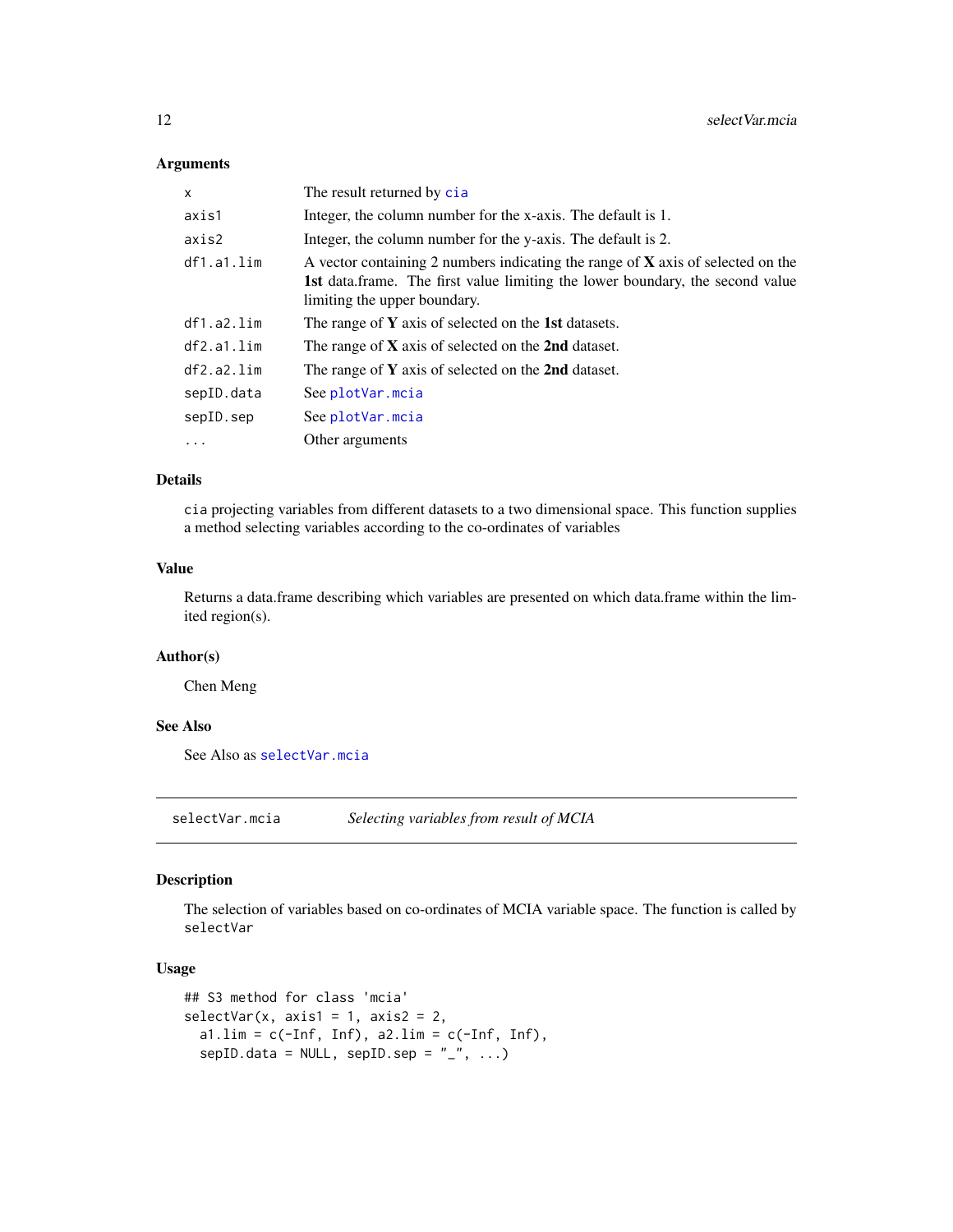### Arguments

| | |
|---|---|
| x | The result returned by cia |
| axis1 | Integer, the column number for the x-axis. The default is 1. |
| axis2 | Integer, the column number for the y-axis. The default is 2. |
| df1.a1.lim | A vector containing 2 numbers indicating the range of **X** axis of selected on the **1st** data.frame. The first value limiting the lower boundary, the second value limiting the upper boundary. |
| df1.a2.lim | The range of **Y** axis of selected on the **1st** datasets. |
| df2.a1.lim | The range of **X** axis of selected on the **2nd** dataset. |
| df2.a2.lim | The range of **Y** axis of selected on the **2nd** dataset. |
| sepID.data | See plotVar.mcia |
| sepID.sep | See plotVar.mcia |
| ... | Other arguments |

### Details

cia projecting variables from different datasets to a two dimensional space. This function supplies a method selecting variables according to the co-ordinates of variables

### Value

Returns a data.frame describing which variables are presented on which data.frame within the limited region(s).

### Author(s)

Chen Meng

### See Also

See Also as selectVar.mcia

---

## selectVar.mcia *Selecting variables from result of MCIA*

### Description

The selection of variables based on co-ordinates of MCIA variable space. The function is called by selectVar

### Usage

```
## S3 method for class 'mcia'
selectVar(x, axis1 = 1, axis2 = 2,
  a1.lim = c(-Inf, Inf), a2.lim = c(-Inf, Inf),
  sepID.data = NULL, sepID.sep = "_", ...)
```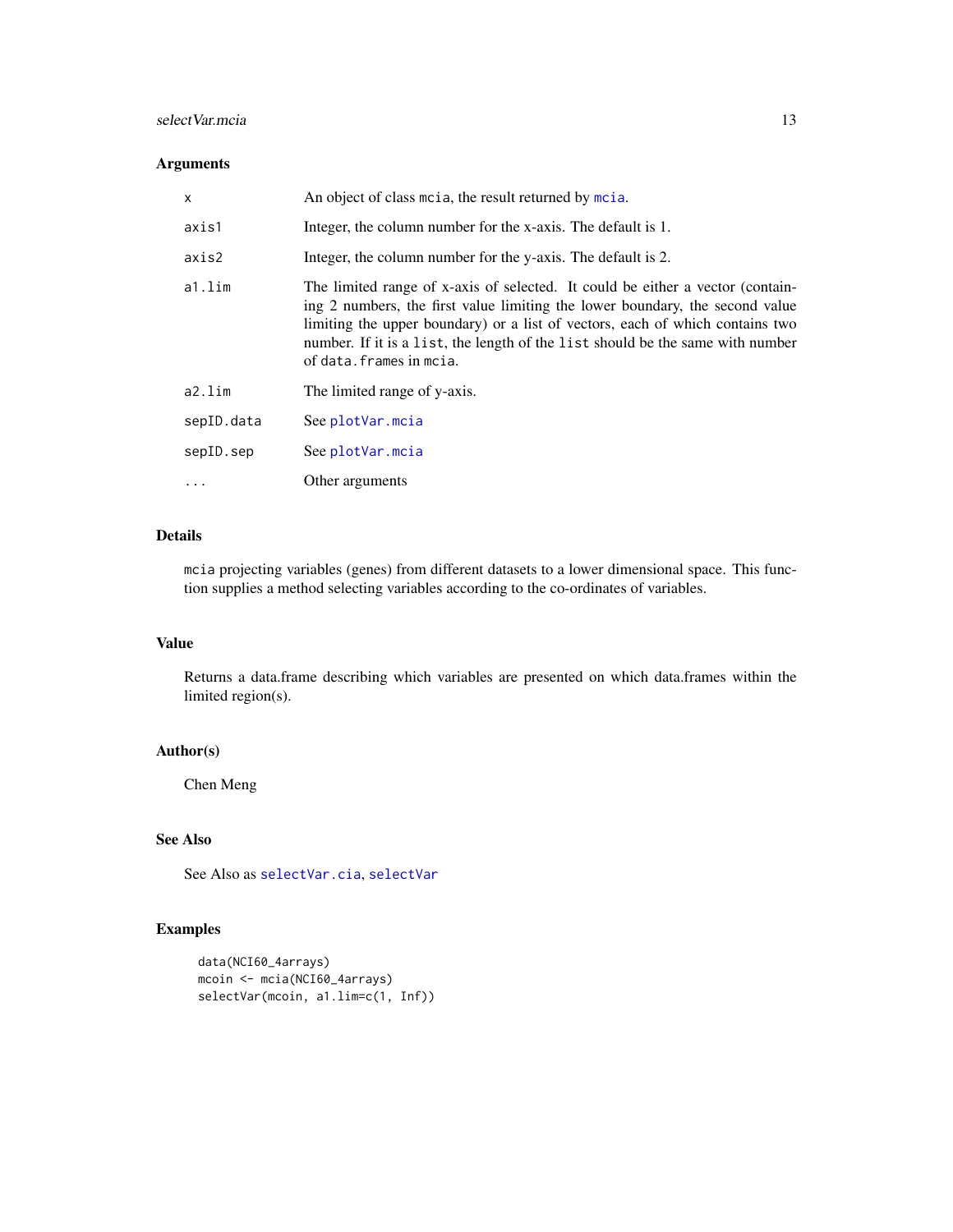## Arguments

| | |
|---|---|
| x | An object of class mcia, the result returned by mcia. |
| axis1 | Integer, the column number for the x-axis. The default is 1. |
| axis2 | Integer, the column number for the y-axis. The default is 2. |
| a1.lim | The limited range of x-axis of selected. It could be either a vector (containing 2 numbers, the first value limiting the lower boundary, the second value limiting the upper boundary) or a list of vectors, each of which contains two number. If it is a list, the length of the list should be the same with number of data.frames in mcia. |
| a2.lim | The limited range of y-axis. |
| sepID.data | See plotVar.mcia |
| sepID.sep | See plotVar.mcia |
| ... | Other arguments |

## Details

mcia projecting variables (genes) from different datasets to a lower dimensional space. This function supplies a method selecting variables according to the co-ordinates of variables.

## Value

Returns a data.frame describing which variables are presented on which data.frames within the limited region(s).

## Author(s)

Chen Meng

## See Also

See Also as selectVar.cia, selectVar

## Examples

```
data(NCI60_4arrays)
mcoin <- mcia(NCI60_4arrays)
selectVar(mcoin, a1.lim=c(1, Inf))
```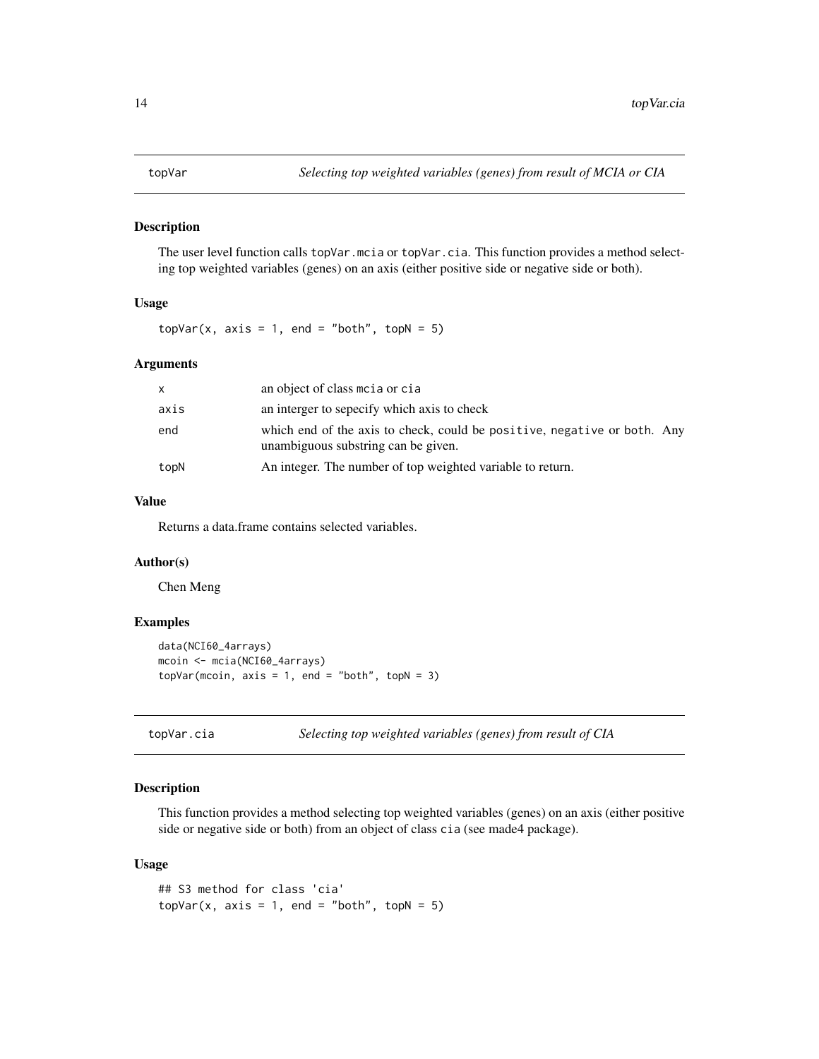## topVar — *Selecting top weighted variables (genes) from result of MCIA or CIA*

### Description

The user level function calls `topVar.mcia` or `topVar.cia`. This function provides a method selecting top weighted variables (genes) on an axis (either positive side or negative side or both).

### Usage

```
topVar(x, axis = 1, end = "both", topN = 5)
```

### Arguments

| | |
|---|---|
| x | an object of class `mcia` or `cia` |
| axis | an interger to sepecify which axis to check |
| end | which end of the axis to check, could be `positive`, `negative` or `both`. Any unambiguous substring can be given. |
| topN | An integer. The number of top weighted variable to return. |

### Value

Returns a data.frame contains selected variables.

### Author(s)

Chen Meng

### Examples

```
data(NCI60_4arrays)
mcoin <- mcia(NCI60_4arrays)
topVar(mcoin, axis = 1, end = "both", topN = 3)
```

## topVar.cia — *Selecting top weighted variables (genes) from result of CIA*

### Description

This function provides a method selecting top weighted variables (genes) on an axis (either positive side or negative side or both) from an object of class `cia` (see made4 package).

### Usage

```
## S3 method for class 'cia'
topVar(x, axis = 1, end = "both", topN = 5)
```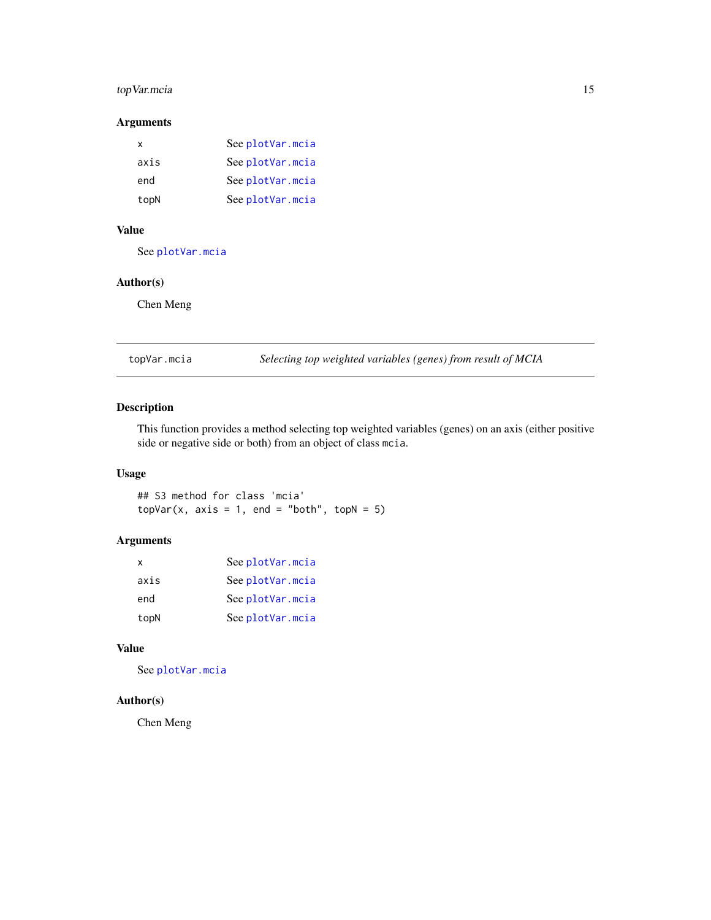## Arguments

| | |
|---|---|
| x | See plotVar.mcia |
| axis | See plotVar.mcia |
| end | See plotVar.mcia |
| topN | See plotVar.mcia |

## Value

See plotVar.mcia

## Author(s)

Chen Meng

---

# topVar.mcia — *Selecting top weighted variables (genes) from result of MCIA*

## Description

This function provides a method selecting top weighted variables (genes) on an axis (either positive side or negative side or both) from an object of class `mcia`.

## Usage

```
## S3 method for class 'mcia'
topVar(x, axis = 1, end = "both", topN = 5)
```

## Arguments

| | |
|---|---|
| x | See plotVar.mcia |
| axis | See plotVar.mcia |
| end | See plotVar.mcia |
| topN | See plotVar.mcia |

## Value

See plotVar.mcia

## Author(s)

Chen Meng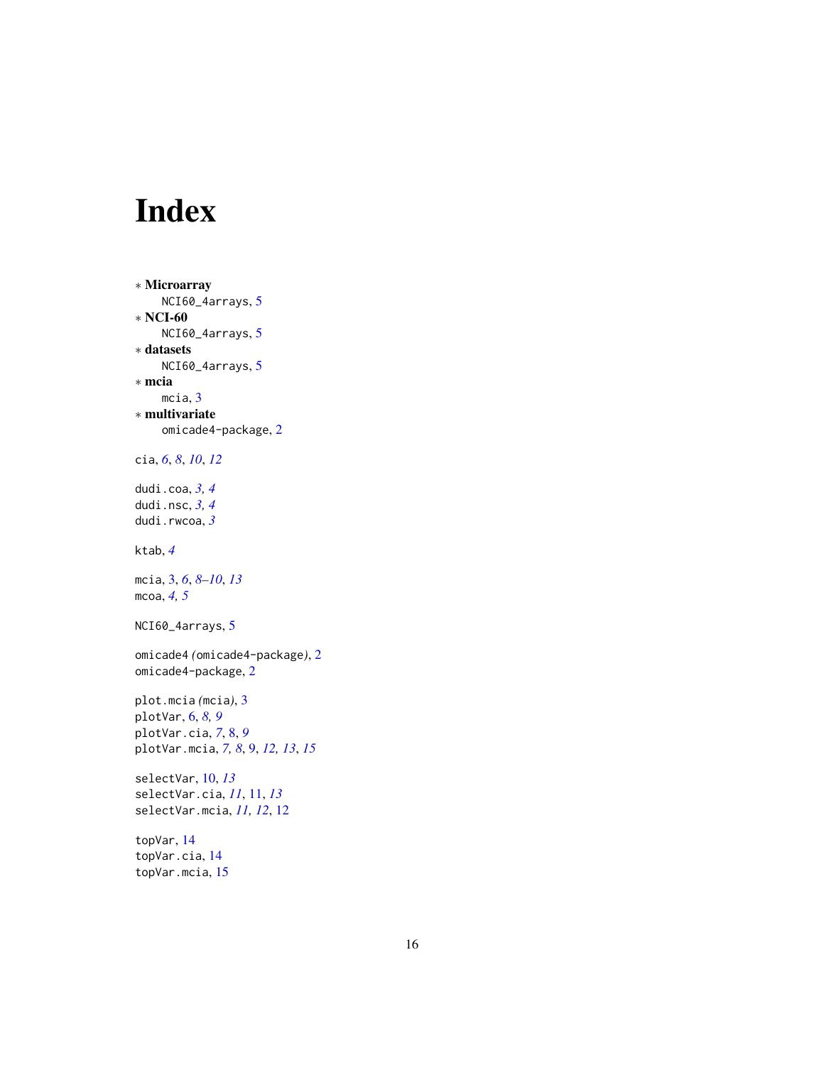# Index

* **Microarray**
    NCI60_4arrays, 5
* **NCI-60**
    NCI60_4arrays, 5
* **datasets**
    NCI60_4arrays, 5
* **mcia**
    mcia, 3
* **multivariate**
    omicade4-package, 2

cia, *6*, *8*, *10*, *12*

dudi.coa, *3, 4*
dudi.nsc, *3, 4*
dudi.rwcoa, *3*

ktab, *4*

mcia, 3, *6*, *8–10*, *13*
mcoa, *4, 5*

NCI60_4arrays, 5

omicade4 *(*omicade4-package*)*, 2
omicade4-package, 2

plot.mcia *(*mcia*)*, 3
plotVar, 6, *8, 9*
plotVar.cia, *7*, 8, *9*
plotVar.mcia, *7, 8*, 9, *12, 13*, *15*

selectVar, 10, *13*
selectVar.cia, *11*, 11, *13*
selectVar.mcia, *11, 12*, 12

topVar, 14
topVar.cia, 14
topVar.mcia, 15